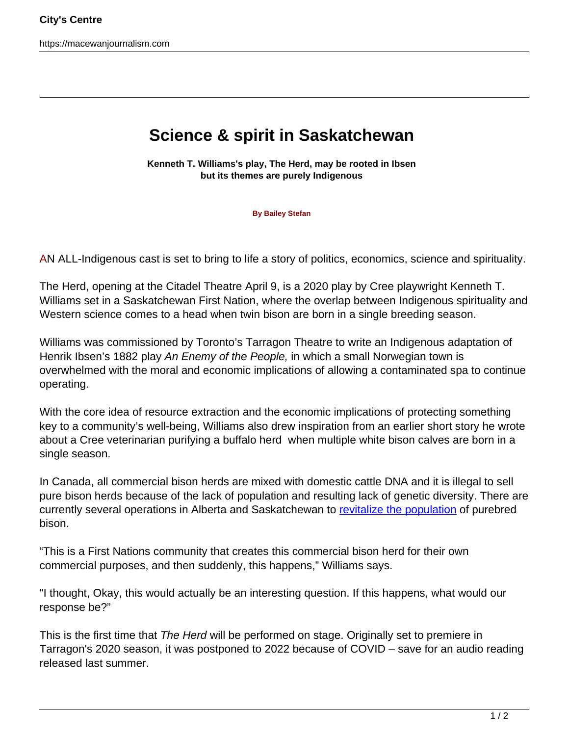# Science & spirit in Saskatchewan

**Kenneth T. Williams's play, The Herd, may be rooted in Ibsen but its themes are purely Indigenous**

**By Bailey Stefan**

AN ALL-Indigenous cast is set to bring to life a story of politics, economics, science and spirituality.

The Herd, opening at the Citadel Theatre April 9, is a 2020 play by Cree playwright Kenneth T. Williams set in a Saskatchewan First Nation, where the overlap between Indigenous spirituality and Western science comes to a head when twin bison are born in a single breeding season.

Williams was commissioned by Toronto's Tarragon Theatre to write an Indigenous adaptation of Henrik Ibsen's 1882 play *An Enemy of the People,* in which a small Norwegian town is overwhelmed with the moral and economic implications of allowing a contaminated spa to continue operating.

With the core idea of resource extraction and the economic implications of protecting something key to a community's well-being, Williams also drew inspiration from an earlier short story he wrote about a Cree veterinarian purifying a buffalo herd when multiple white bison calves are born in a single season.

In Canada, all commercial bison herds are mixed with domestic cattle DNA and it is illegal to sell pure bison herds because of the lack of population and resulting lack of genetic diversity. There are currently several operations in Alberta and Saskatchewan to revitalize the population of purebred bison.

"This is a First Nations community that creates this commercial bison herd for their own commercial purposes, and then suddenly, this happens," Williams says.

"I thought, Okay, this would actually be an interesting question. If this happens, what would our response be?"

This is the first time that *The Herd* will be performed on stage. Originally set to premiere in Tarragon's 2020 season, it was postponed to 2022 because of COVID – save for an audio reading released last summer.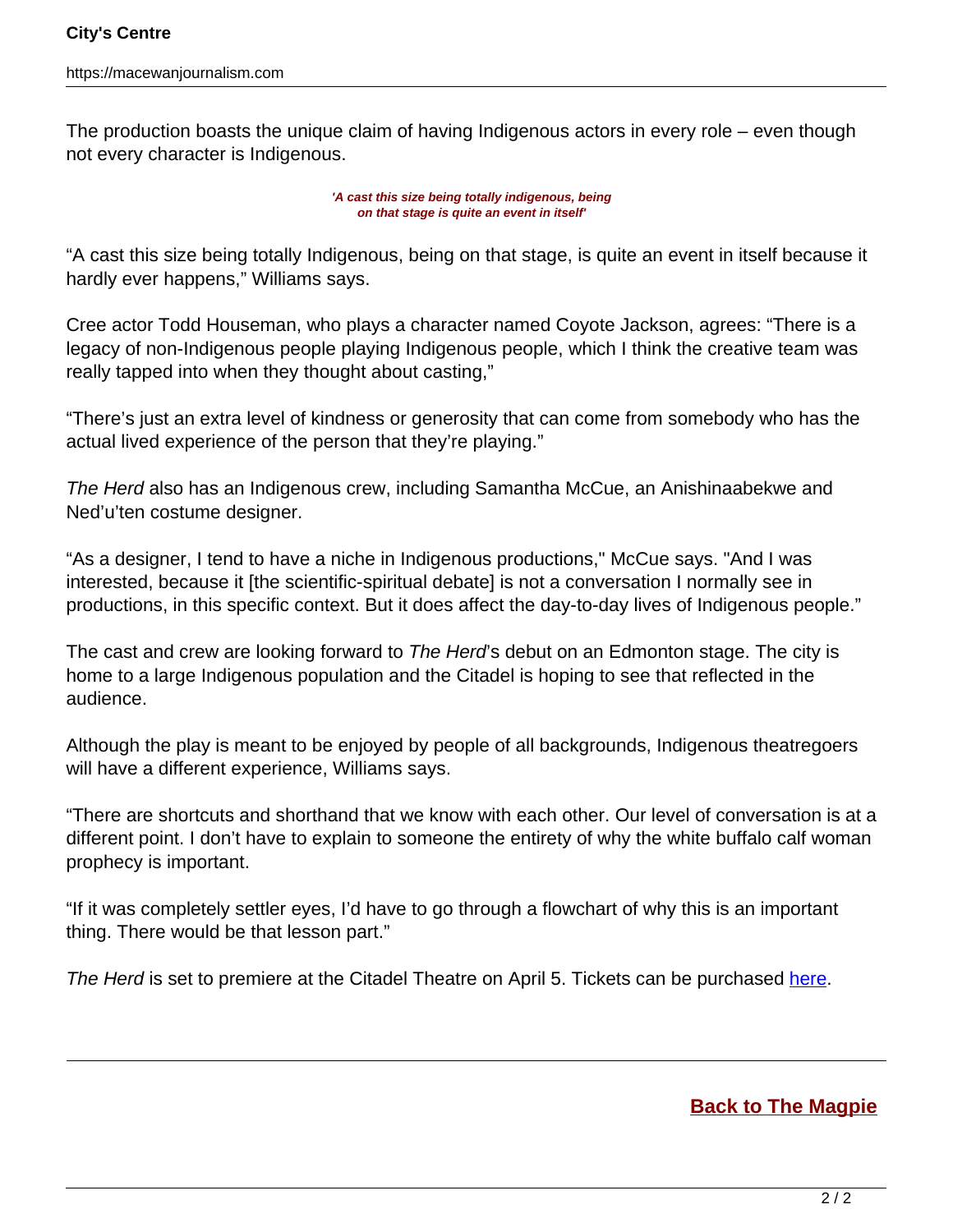The production boasts the unique claim of having Indigenous actors in every role – even though not every character is Indigenous.

***'A cast this size being totally indigenous, being on that stage is quite an event in itself'***

“A cast this size being totally Indigenous, being on that stage, is quite an event in itself because it hardly ever happens,” Williams says.

Cree actor Todd Houseman, who plays a character named Coyote Jackson, agrees: “There is a legacy of non-Indigenous people playing Indigenous people, which I think the creative team was really tapped into when they thought about casting,”

“There’s just an extra level of kindness or generosity that can come from somebody who has the actual lived experience of the person that they’re playing.”

*The Herd* also has an Indigenous crew, including Samantha McCue, an Anishinaabekwe and Ned’u’ten costume designer.

“As a designer, I tend to have a niche in Indigenous productions," McCue says. "And I was interested, because it [the scientific-spiritual debate] is not a conversation I normally see in productions, in this specific context. But it does affect the day-to-day lives of Indigenous people.”

The cast and crew are looking forward to *The Herd*’s debut on an Edmonton stage. The city is home to a large Indigenous population and the Citadel is hoping to see that reflected in the audience.

Although the play is meant to be enjoyed by people of all backgrounds, Indigenous theatregoers will have a different experience, Williams says.

“There are shortcuts and shorthand that we know with each other. Our level of conversation is at a different point. I don’t have to explain to someone the entirety of why the white buffalo calf woman prophecy is important.

“If it was completely settler eyes, I’d have to go through a flowchart of why this is an important thing. There would be that lesson part.”

*The Herd* is set to premiere at the Citadel Theatre on April 5. Tickets can be purchased here.

**Back to The Magpie**